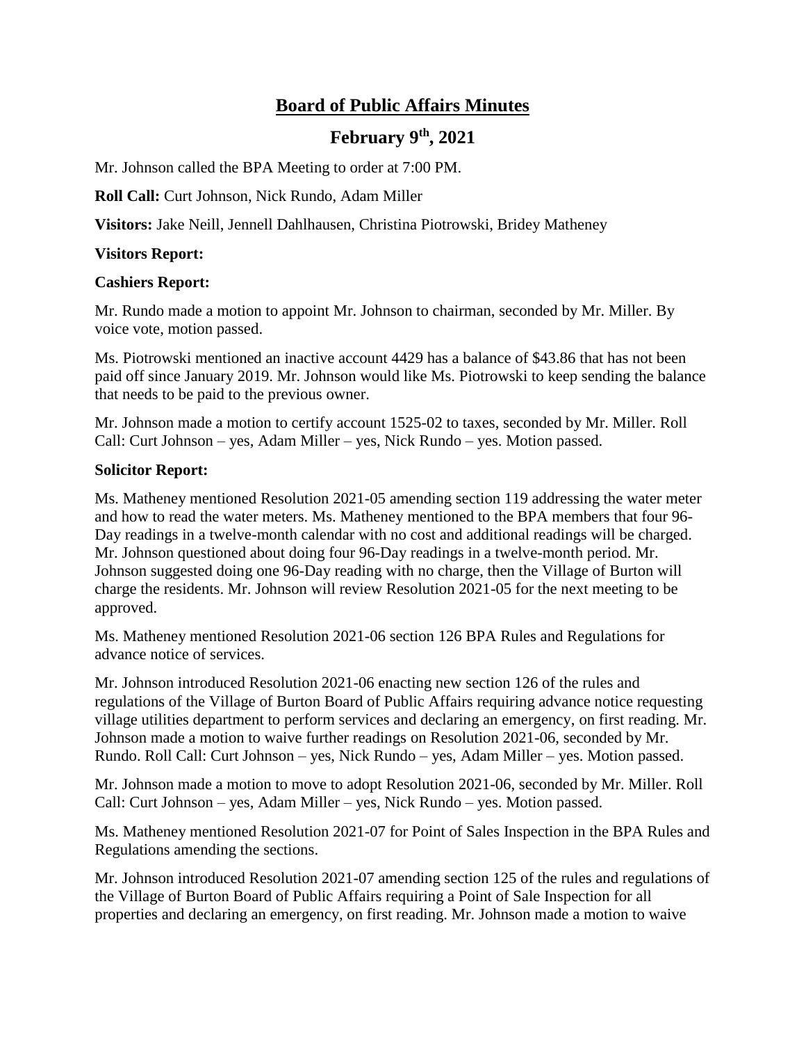# Board of Public Affairs Minutes

## February 9th, 2021

Mr. Johnson called the BPA Meeting to order at 7:00 PM.

**Roll Call:** Curt Johnson, Nick Rundo, Adam Miller

**Visitors:** Jake Neill, Jennell Dahlhausen, Christina Piotrowski, Bridey Matheney

**Visitors Report:**

**Cashiers Report:**

Mr. Rundo made a motion to appoint Mr. Johnson to chairman, seconded by Mr. Miller. By voice vote, motion passed.

Ms. Piotrowski mentioned an inactive account 4429 has a balance of $43.86 that has not been paid off since January 2019. Mr. Johnson would like Ms. Piotrowski to keep sending the balance that needs to be paid to the previous owner.

Mr. Johnson made a motion to certify account 1525-02 to taxes, seconded by Mr. Miller. Roll Call: Curt Johnson – yes, Adam Miller – yes, Nick Rundo – yes. Motion passed.

**Solicitor Report:**

Ms. Matheney mentioned Resolution 2021-05 amending section 119 addressing the water meter and how to read the water meters. Ms. Matheney mentioned to the BPA members that four 96-Day readings in a twelve-month calendar with no cost and additional readings will be charged. Mr. Johnson questioned about doing four 96-Day readings in a twelve-month period. Mr. Johnson suggested doing one 96-Day reading with no charge, then the Village of Burton will charge the residents. Mr. Johnson will review Resolution 2021-05 for the next meeting to be approved.

Ms. Matheney mentioned Resolution 2021-06 section 126 BPA Rules and Regulations for advance notice of services.

Mr. Johnson introduced Resolution 2021-06 enacting new section 126 of the rules and regulations of the Village of Burton Board of Public Affairs requiring advance notice requesting village utilities department to perform services and declaring an emergency, on first reading. Mr. Johnson made a motion to waive further readings on Resolution 2021-06, seconded by Mr. Rundo. Roll Call: Curt Johnson – yes, Nick Rundo – yes, Adam Miller – yes. Motion passed.

Mr. Johnson made a motion to move to adopt Resolution 2021-06, seconded by Mr. Miller. Roll Call: Curt Johnson – yes, Adam Miller – yes, Nick Rundo – yes. Motion passed.

Ms. Matheney mentioned Resolution 2021-07 for Point of Sales Inspection in the BPA Rules and Regulations amending the sections.

Mr. Johnson introduced Resolution 2021-07 amending section 125 of the rules and regulations of the Village of Burton Board of Public Affairs requiring a Point of Sale Inspection for all properties and declaring an emergency, on first reading. Mr. Johnson made a motion to waive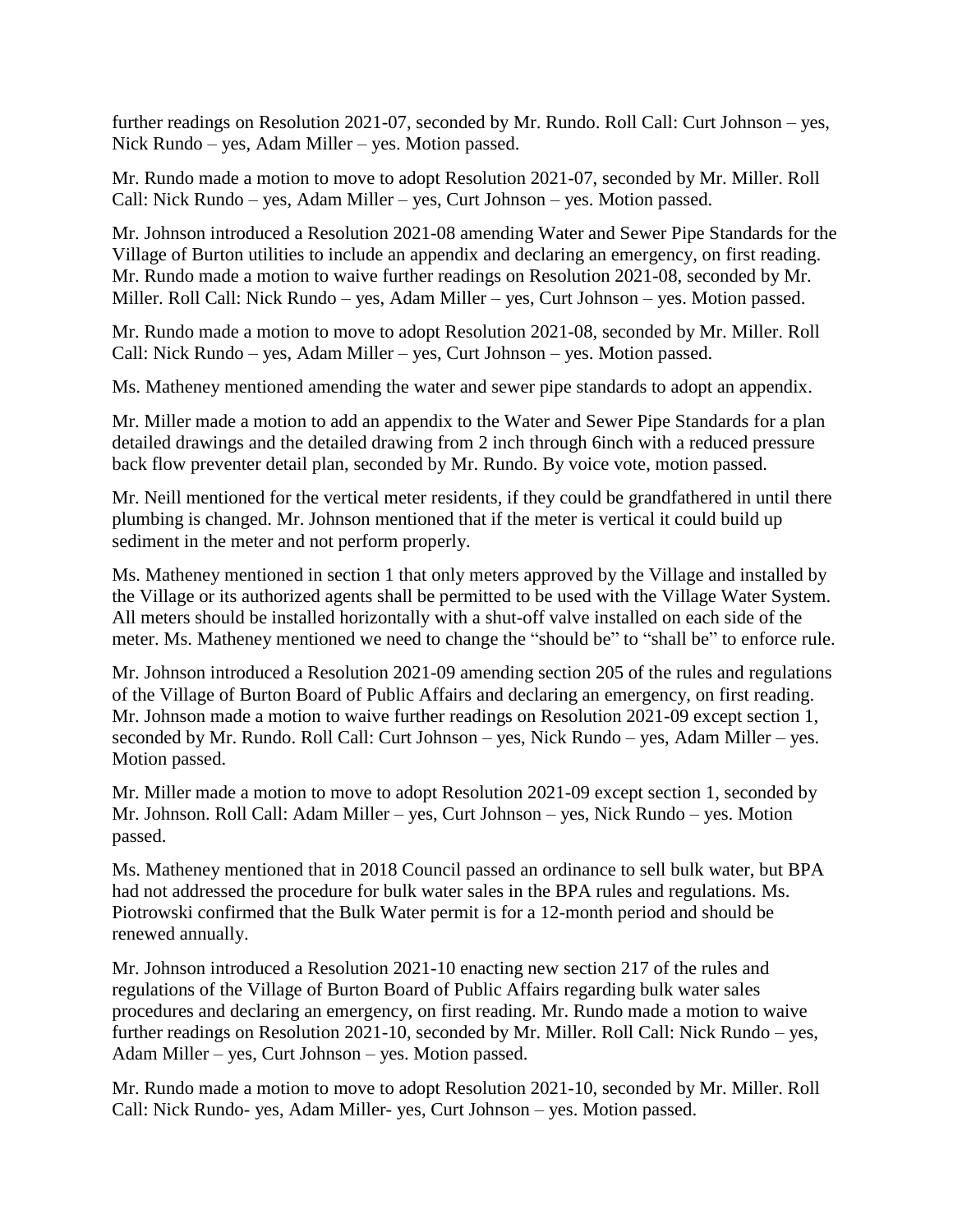further readings on Resolution 2021-07, seconded by Mr. Rundo. Roll Call: Curt Johnson – yes, Nick Rundo – yes, Adam Miller – yes. Motion passed.

Mr. Rundo made a motion to move to adopt Resolution 2021-07, seconded by Mr. Miller. Roll Call: Nick Rundo – yes, Adam Miller – yes, Curt Johnson – yes. Motion passed.

Mr. Johnson introduced a Resolution 2021-08 amending Water and Sewer Pipe Standards for the Village of Burton utilities to include an appendix and declaring an emergency, on first reading. Mr. Rundo made a motion to waive further readings on Resolution 2021-08, seconded by Mr. Miller. Roll Call: Nick Rundo – yes, Adam Miller – yes, Curt Johnson – yes. Motion passed.

Mr. Rundo made a motion to move to adopt Resolution 2021-08, seconded by Mr. Miller. Roll Call: Nick Rundo – yes, Adam Miller – yes, Curt Johnson – yes. Motion passed.

Ms. Matheney mentioned amending the water and sewer pipe standards to adopt an appendix.

Mr. Miller made a motion to add an appendix to the Water and Sewer Pipe Standards for a plan detailed drawings and the detailed drawing from 2 inch through 6inch with a reduced pressure back flow preventer detail plan, seconded by Mr. Rundo. By voice vote, motion passed.

Mr. Neill mentioned for the vertical meter residents, if they could be grandfathered in until there plumbing is changed. Mr. Johnson mentioned that if the meter is vertical it could build up sediment in the meter and not perform properly.

Ms. Matheney mentioned in section 1 that only meters approved by the Village and installed by the Village or its authorized agents shall be permitted to be used with the Village Water System. All meters should be installed horizontally with a shut-off valve installed on each side of the meter. Ms. Matheney mentioned we need to change the "should be" to "shall be" to enforce rule.

Mr. Johnson introduced a Resolution 2021-09 amending section 205 of the rules and regulations of the Village of Burton Board of Public Affairs and declaring an emergency, on first reading. Mr. Johnson made a motion to waive further readings on Resolution 2021-09 except section 1, seconded by Mr. Rundo. Roll Call: Curt Johnson – yes, Nick Rundo – yes, Adam Miller – yes. Motion passed.

Mr. Miller made a motion to move to adopt Resolution 2021-09 except section 1, seconded by Mr. Johnson. Roll Call: Adam Miller – yes, Curt Johnson – yes, Nick Rundo – yes. Motion passed.

Ms. Matheney mentioned that in 2018 Council passed an ordinance to sell bulk water, but BPA had not addressed the procedure for bulk water sales in the BPA rules and regulations. Ms. Piotrowski confirmed that the Bulk Water permit is for a 12-month period and should be renewed annually.

Mr. Johnson introduced a Resolution 2021-10 enacting new section 217 of the rules and regulations of the Village of Burton Board of Public Affairs regarding bulk water sales procedures and declaring an emergency, on first reading. Mr. Rundo made a motion to waive further readings on Resolution 2021-10, seconded by Mr. Miller. Roll Call: Nick Rundo – yes, Adam Miller – yes, Curt Johnson – yes. Motion passed.

Mr. Rundo made a motion to move to adopt Resolution 2021-10, seconded by Mr. Miller. Roll Call: Nick Rundo- yes, Adam Miller- yes, Curt Johnson – yes. Motion passed.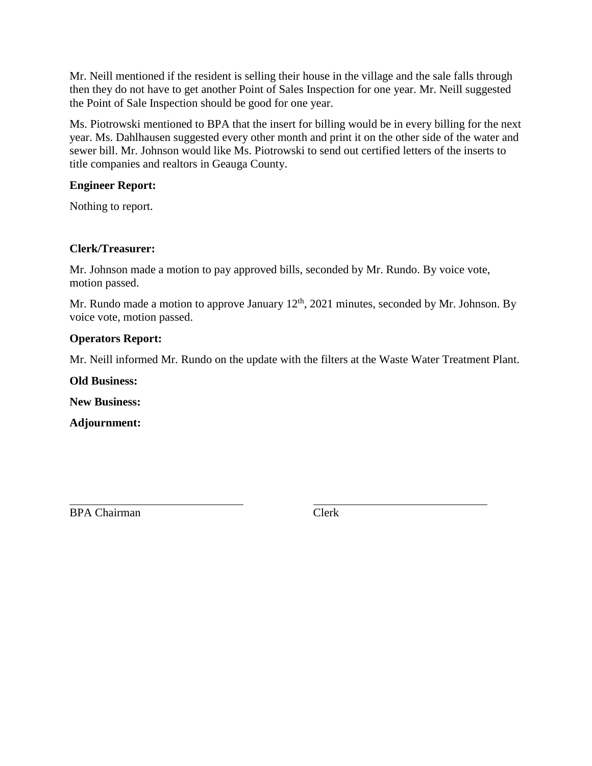Mr. Neill mentioned if the resident is selling their house in the village and the sale falls through then they do not have to get another Point of Sales Inspection for one year. Mr. Neill suggested the Point of Sale Inspection should be good for one year.

Ms. Piotrowski mentioned to BPA that the insert for billing would be in every billing for the next year. Ms. Dahlhausen suggested every other month and print it on the other side of the water and sewer bill. Mr. Johnson would like Ms. Piotrowski to send out certified letters of the inserts to title companies and realtors in Geauga County.

**Engineer Report:**

Nothing to report.

**Clerk/Treasurer:**

Mr. Johnson made a motion to pay approved bills, seconded by Mr. Rundo. By voice vote, motion passed.

Mr. Rundo made a motion to approve January 12th, 2021 minutes, seconded by Mr. Johnson. By voice vote, motion passed.

**Operators Report:**

Mr. Neill informed Mr. Rundo on the update with the filters at the Waste Water Treatment Plant.

**Old Business:**

**New Business:**

**Adjournment:**

\_\_\_\_\_\_\_\_\_\_\_\_\_\_\_\_\_\_\_\_\_\_\_\_\_\_\_\_\_\_ \_\_\_\_\_\_\_\_\_\_\_\_\_\_\_\_\_\_\_\_\_\_\_\_\_\_\_\_\_\_

BPA Chairman Clerk